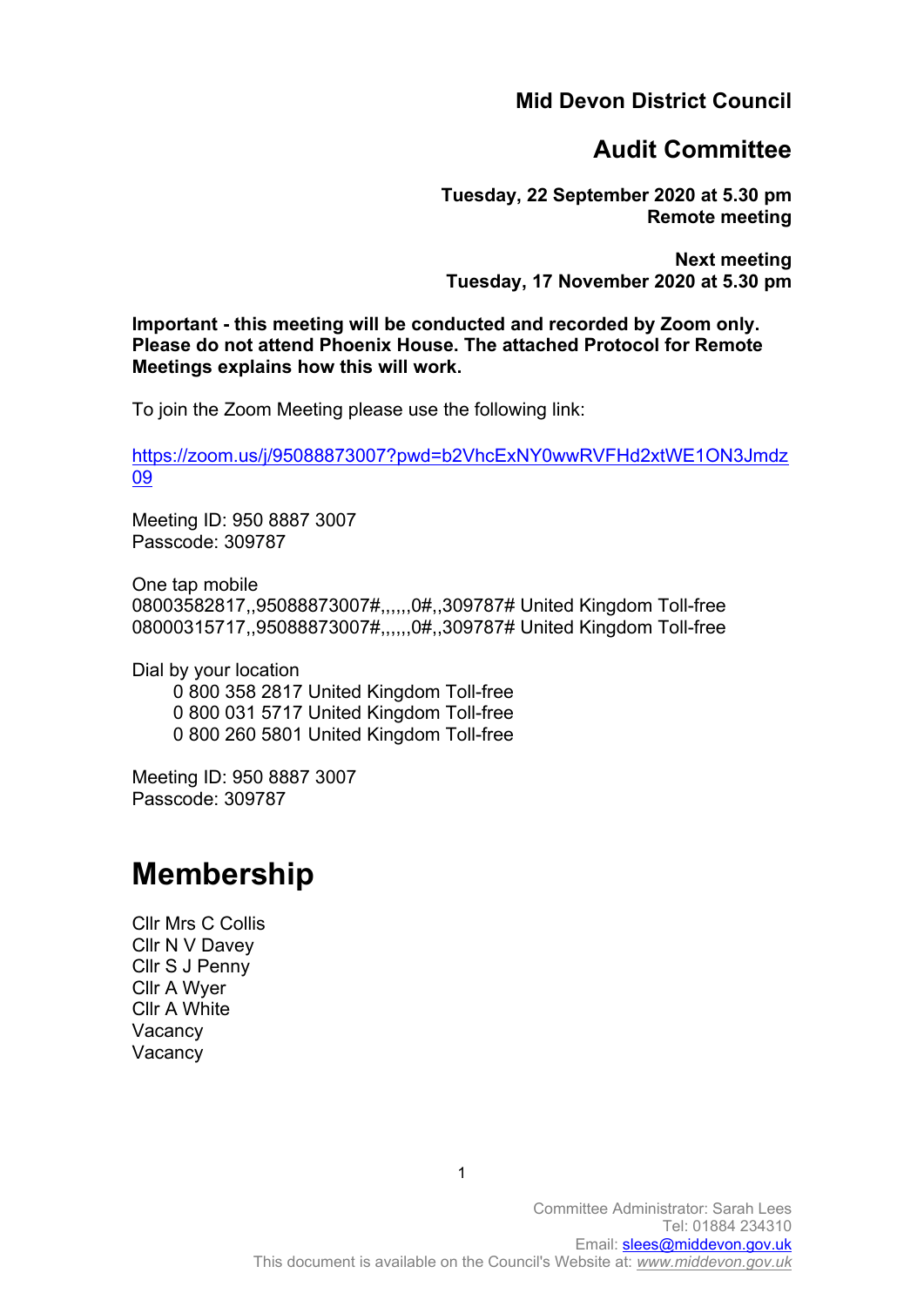**Mid Devon District Council**

# Audit Committee

**Tuesday, 22 September 2020 at 5.30 pm**
**Remote meeting**

**Next meeting**
**Tuesday, 17 November 2020 at 5.30 pm**

**Important - this meeting will be conducted and recorded by Zoom only. Please do not attend Phoenix House. The attached Protocol for Remote Meetings explains how this will work.**

To join the Zoom Meeting please use the following link:

https://zoom.us/j/95088873007?pwd=b2VhcExNY0wwRVFHd2xtWE1ON3Jmdz09

Meeting ID: 950 8887 3007
Passcode: 309787

One tap mobile
08003582817,,95088873007#,,,,,,0#,,309787# United Kingdom Toll-free
08000315717,,95088873007#,,,,,,0#,,309787# United Kingdom Toll-free

Dial by your location
0 800 358 2817 United Kingdom Toll-free
0 800 031 5717 United Kingdom Toll-free
0 800 260 5801 United Kingdom Toll-free

Meeting ID: 950 8887 3007
Passcode: 309787

# Membership

Cllr Mrs C Collis
Cllr N V Davey
Cllr S J Penny
Cllr A Wyer
Cllr A White
Vacancy
Vacancy

Committee Administrator: Sarah Lees
Tel: 01884 234310
Email: slees@middevon.gov.uk
This document is available on the Council's Website at: *www.middevon.gov.uk*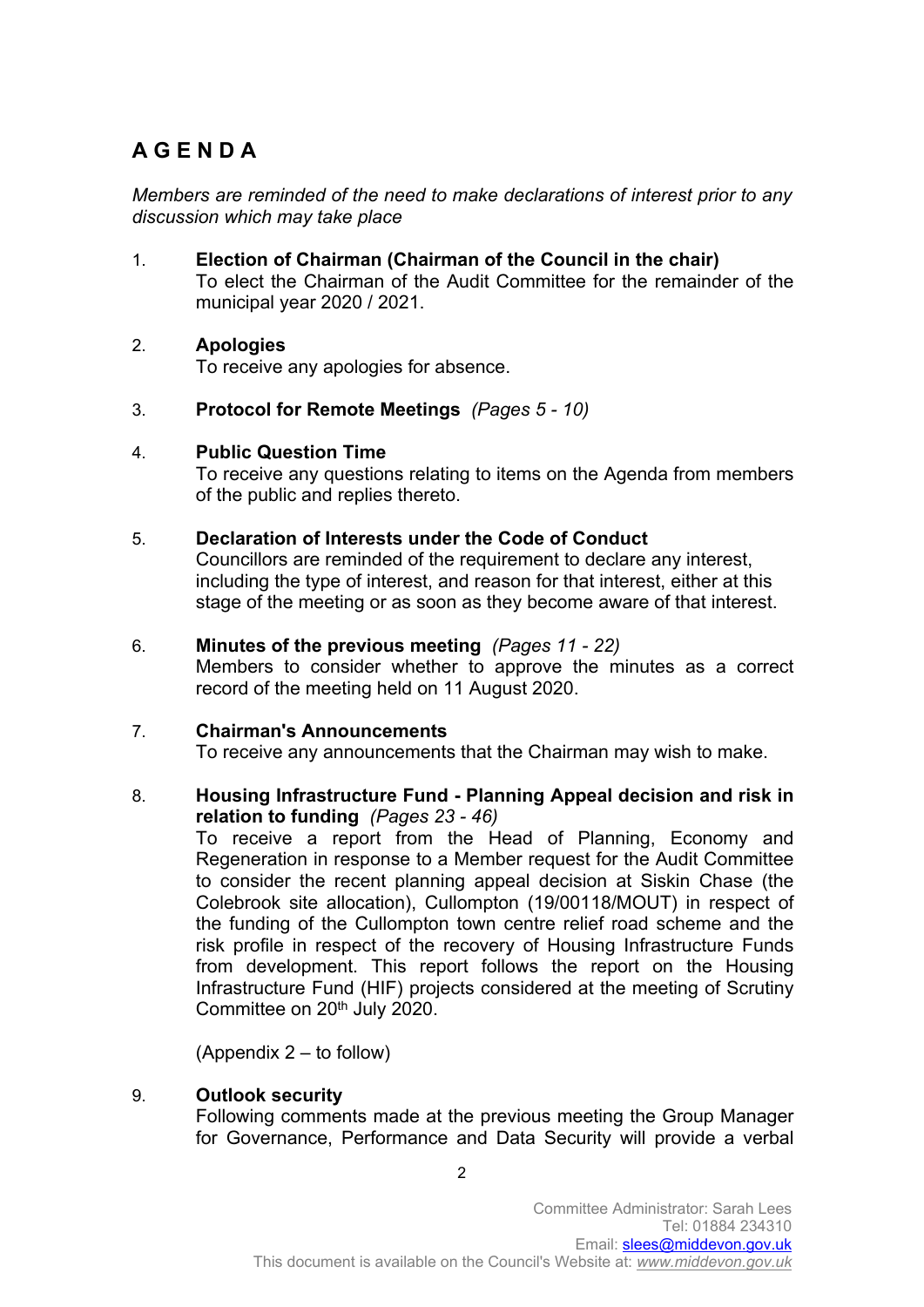# A G E N D A

*Members are reminded of the need to make declarations of interest prior to any discussion which may take place*

1. **Election of Chairman (Chairman of the Council in the chair)**
   To elect the Chairman of the Audit Committee for the remainder of the municipal year 2020 / 2021.

2. **Apologies**
   To receive any apologies for absence.

3. **Protocol for Remote Meetings** *(Pages 5 - 10)*

4. **Public Question Time**
   To receive any questions relating to items on the Agenda from members of the public and replies thereto.

5. **Declaration of Interests under the Code of Conduct**
   Councillors are reminded of the requirement to declare any interest, including the type of interest, and reason for that interest, either at this stage of the meeting or as soon as they become aware of that interest.

6. **Minutes of the previous meeting** *(Pages 11 - 22)*
   Members to consider whether to approve the minutes as a correct record of the meeting held on 11 August 2020.

7. **Chairman's Announcements**
   To receive any announcements that the Chairman may wish to make.

8. **Housing Infrastructure Fund - Planning Appeal decision and risk in relation to funding** *(Pages 23 - 46)*
   To receive a report from the Head of Planning, Economy and Regeneration in response to a Member request for the Audit Committee to consider the recent planning appeal decision at Siskin Chase (the Colebrook site allocation), Cullompton (19/00118/MOUT) in respect of the funding of the Cullompton town centre relief road scheme and the risk profile in respect of the recovery of Housing Infrastructure Funds from development. This report follows the report on the Housing Infrastructure Fund (HIF) projects considered at the meeting of Scrutiny Committee on 20th July 2020.

   (Appendix 2 – to follow)

9. **Outlook security**
   Following comments made at the previous meeting the Group Manager for Governance, Performance and Data Security will provide a verbal

Committee Administrator: Sarah Lees
Tel: 01884 234310
Email: slees@middevon.gov.uk
This document is available on the Council's Website at: *www.middevon.gov.uk*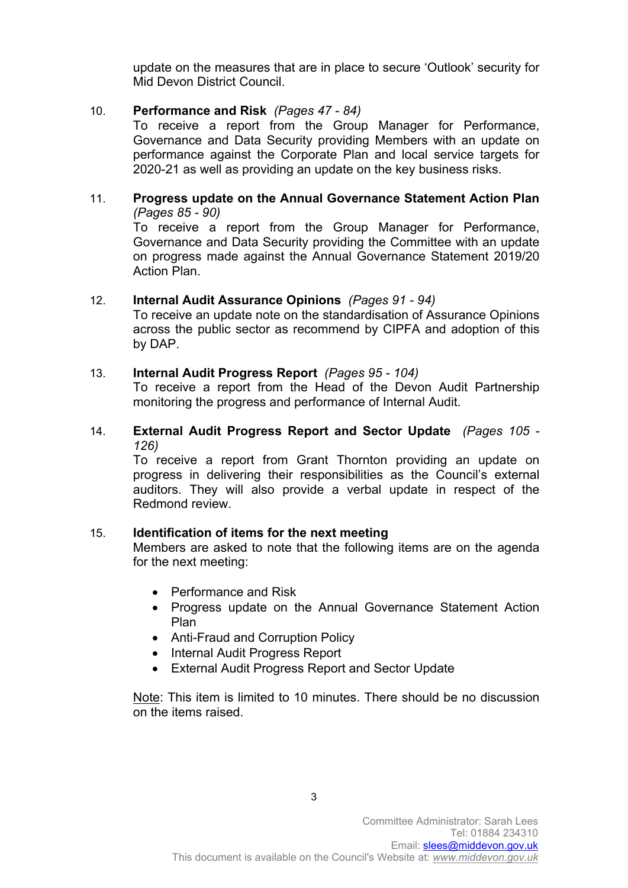update on the measures that are in place to secure 'Outlook' security for Mid Devon District Council.

10. **Performance and Risk** *(Pages 47 - 84)*
    To receive a report from the Group Manager for Performance, Governance and Data Security providing Members with an update on performance against the Corporate Plan and local service targets for 2020-21 as well as providing an update on the key business risks.

11. **Progress update on the Annual Governance Statement Action Plan** *(Pages 85 - 90)*
    To receive a report from the Group Manager for Performance, Governance and Data Security providing the Committee with an update on progress made against the Annual Governance Statement 2019/20 Action Plan.

12. **Internal Audit Assurance Opinions** *(Pages 91 - 94)*
    To receive an update note on the standardisation of Assurance Opinions across the public sector as recommend by CIPFA and adoption of this by DAP.

13. **Internal Audit Progress Report** *(Pages 95 - 104)*
    To receive a report from the Head of the Devon Audit Partnership monitoring the progress and performance of Internal Audit.

14. **External Audit Progress Report and Sector Update** *(Pages 105 - 126)*
    To receive a report from Grant Thornton providing an update on progress in delivering their responsibilities as the Council's external auditors. They will also provide a verbal update in respect of the Redmond review.

15. **Identification of items for the next meeting**
    Members are asked to note that the following items are on the agenda for the next meeting:

    - Performance and Risk
    - Progress update on the Annual Governance Statement Action Plan
    - Anti-Fraud and Corruption Policy
    - Internal Audit Progress Report
    - External Audit Progress Report and Sector Update

    Note: This item is limited to 10 minutes. There should be no discussion on the items raised.

Committee Administrator: Sarah Lees
Tel: 01884 234310
Email: slees@middevon.gov.uk
This document is available on the Council's Website at: *www.middevon.gov.uk*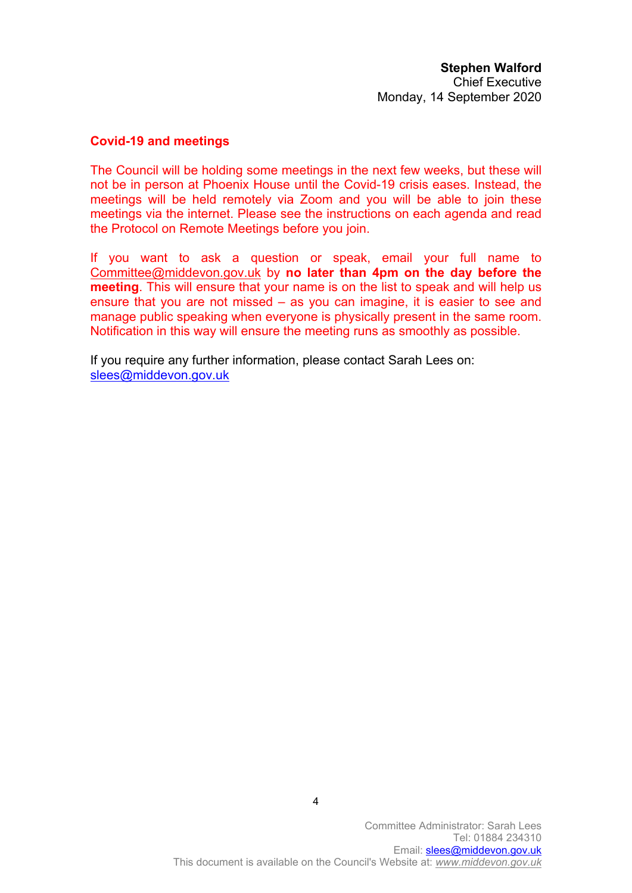**Stephen Walford**
Chief Executive
Monday, 14 September 2020

**Covid-19 and meetings**

The Council will be holding some meetings in the next few weeks, but these will not be in person at Phoenix House until the Covid-19 crisis eases. Instead, the meetings will be held remotely via Zoom and you will be able to join these meetings via the internet. Please see the instructions on each agenda and read the Protocol on Remote Meetings before you join.

If you want to ask a question or speak, email your full name to Committee@middevon.gov.uk by **no later than 4pm on the day before the meeting**. This will ensure that your name is on the list to speak and will help us ensure that you are not missed – as you can imagine, it is easier to see and manage public speaking when everyone is physically present in the same room. Notification in this way will ensure the meeting runs as smoothly as possible.

If you require any further information, please contact Sarah Lees on: slees@middevon.gov.uk

Committee Administrator: Sarah Lees
Tel: 01884 234310
Email: slees@middevon.gov.uk
This document is available on the Council's Website at: *www.middevon.gov.uk*